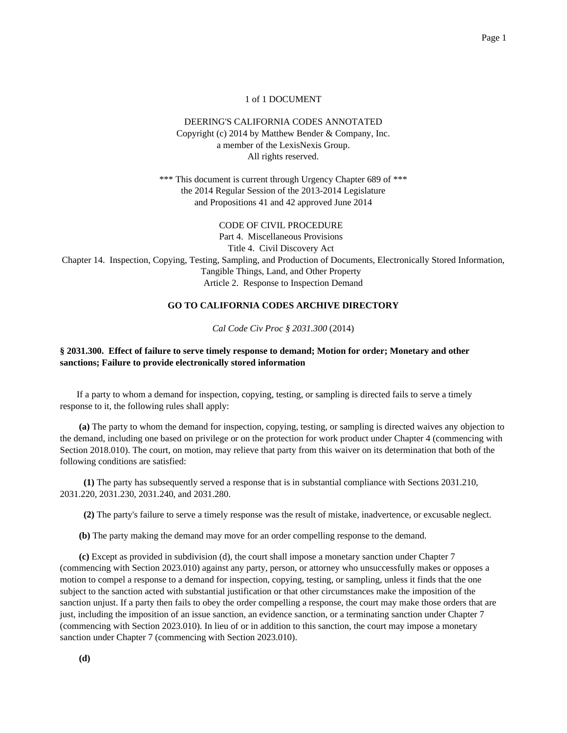1 of 1 DOCUMENT

DEERING'S CALIFORNIA CODES ANNOTATED
Copyright (c) 2014 by Matthew Bender & Company, Inc.
a member of the LexisNexis Group.
All rights reserved.

*** This document is current through Urgency Chapter 689 of ***
the 2014 Regular Session of the 2013-2014 Legislature
and Propositions 41 and 42 approved June 2014

CODE OF CIVIL PROCEDURE
Part 4. Miscellaneous Provisions
Title 4. Civil Discovery Act
Chapter 14. Inspection, Copying, Testing, Sampling, and Production of Documents, Electronically Stored Information, Tangible Things, Land, and Other Property
Article 2. Response to Inspection Demand

**GO TO CALIFORNIA CODES ARCHIVE DIRECTORY**

*Cal Code Civ Proc § 2031.300* (2014)

### § 2031.300. Effect of failure to serve timely response to demand; Motion for order; Monetary and other sanctions; Failure to provide electronically stored information

If a party to whom a demand for inspection, copying, testing, or sampling is directed fails to serve a timely response to it, the following rules shall apply:

**(a)** The party to whom the demand for inspection, copying, testing, or sampling is directed waives any objection to the demand, including one based on privilege or on the protection for work product under Chapter 4 (commencing with Section 2018.010). The court, on motion, may relieve that party from this waiver on its determination that both of the following conditions are satisfied:

**(1)** The party has subsequently served a response that is in substantial compliance with Sections 2031.210, 2031.220, 2031.230, 2031.240, and 2031.280.

**(2)** The party's failure to serve a timely response was the result of mistake, inadvertence, or excusable neglect.

**(b)** The party making the demand may move for an order compelling response to the demand.

**(c)** Except as provided in subdivision (d), the court shall impose a monetary sanction under Chapter 7 (commencing with Section 2023.010) against any party, person, or attorney who unsuccessfully makes or opposes a motion to compel a response to a demand for inspection, copying, testing, or sampling, unless it finds that the one subject to the sanction acted with substantial justification or that other circumstances make the imposition of the sanction unjust. If a party then fails to obey the order compelling a response, the court may make those orders that are just, including the imposition of an issue sanction, an evidence sanction, or a terminating sanction under Chapter 7 (commencing with Section 2023.010). In lieu of or in addition to this sanction, the court may impose a monetary sanction under Chapter 7 (commencing with Section 2023.010).

**(d)**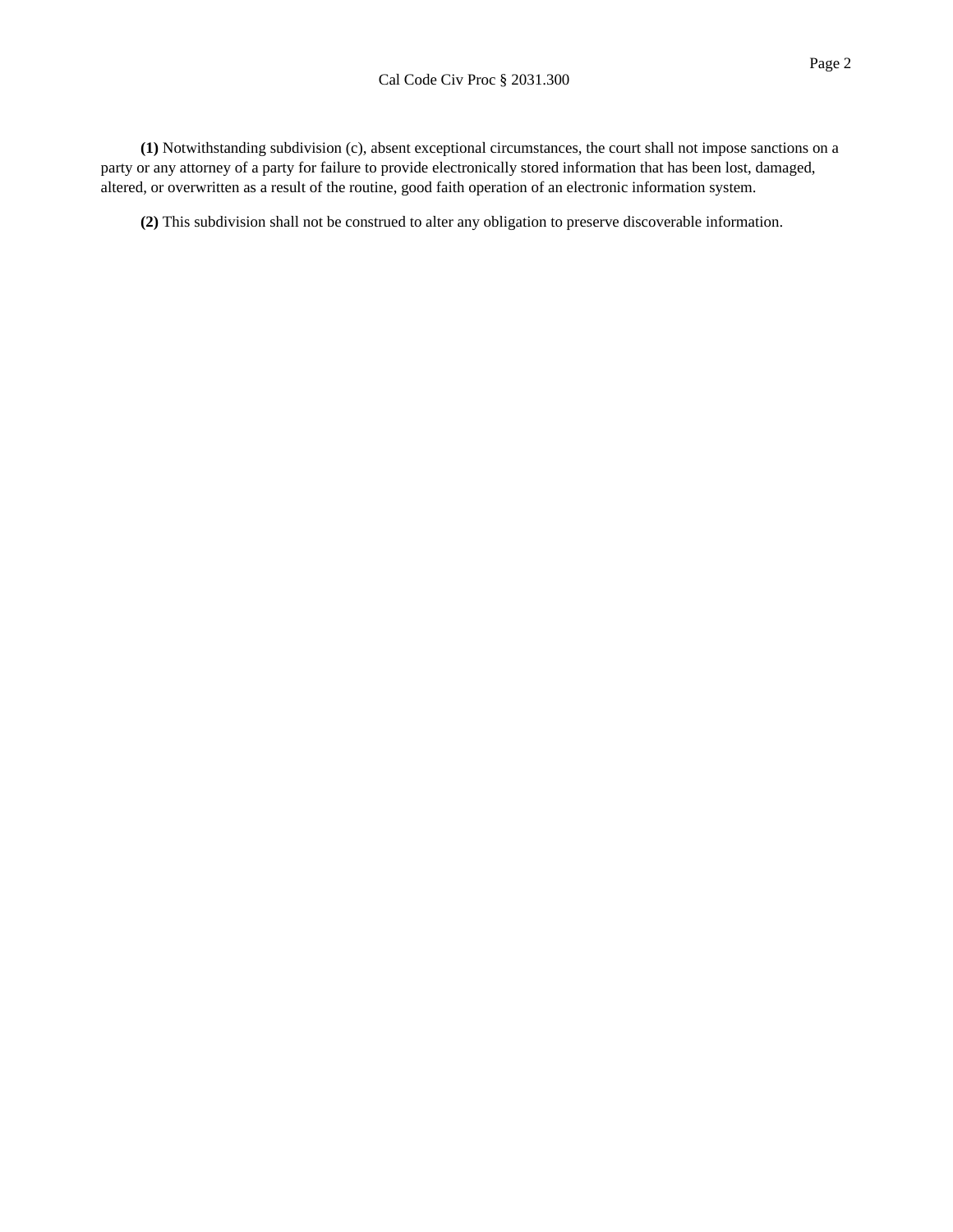**(1)** Notwithstanding subdivision (c), absent exceptional circumstances, the court shall not impose sanctions on a party or any attorney of a party for failure to provide electronically stored information that has been lost, damaged, altered, or overwritten as a result of the routine, good faith operation of an electronic information system.

**(2)** This subdivision shall not be construed to alter any obligation to preserve discoverable information.